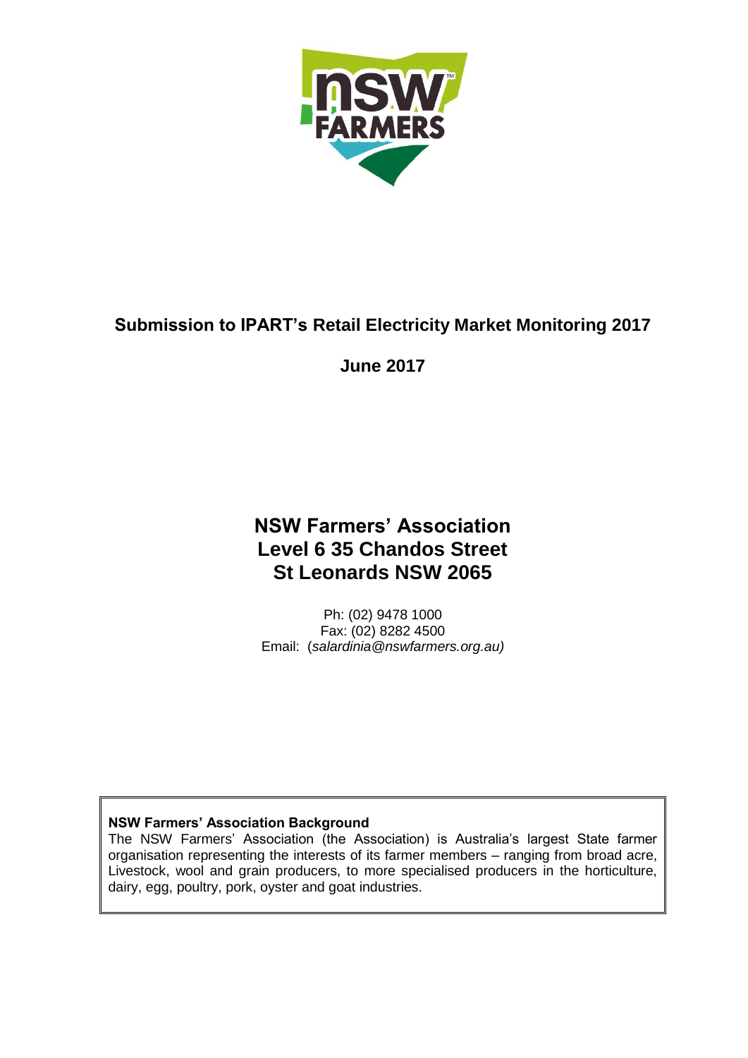**Submission to IPART's Retail Electricity Market Monitoring 2017**

**June 2017**

# NSW Farmers' Association
# Level 6 35 Chandos Street
# St Leonards NSW 2065

Ph: (02) 9478 1000
Fax: (02) 8282 4500
Email: (*salardinia@nswfarmers.org.au)*

**NSW Farmers' Association Background**
The NSW Farmers' Association (the Association) is Australia's largest State farmer organisation representing the interests of its farmer members – ranging from broad acre, Livestock, wool and grain producers, to more specialised producers in the horticulture, dairy, egg, poultry, pork, oyster and goat industries.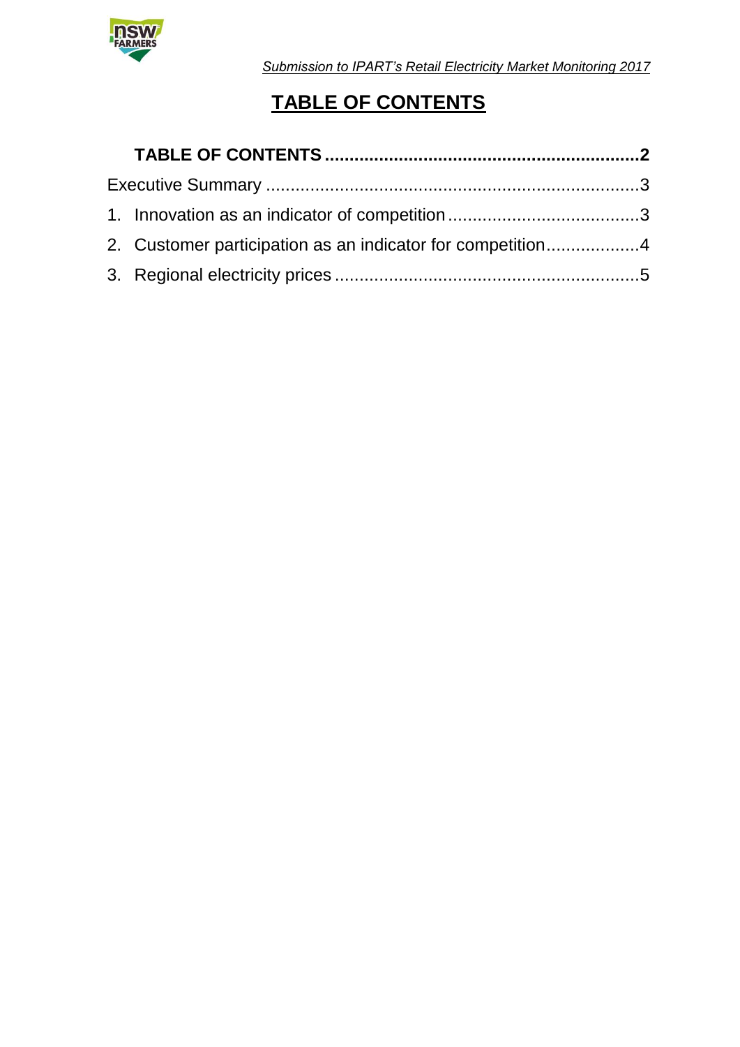# TABLE OF CONTENTS

**TABLE OF CONTENTS ............................................................... 2**

Executive Summary ............................................................... 3

1. Innovation as an indicator of competition ....................................... 3
2. Customer participation as an indicator for competition ................... 4
3. Regional electricity prices ............................................................. 5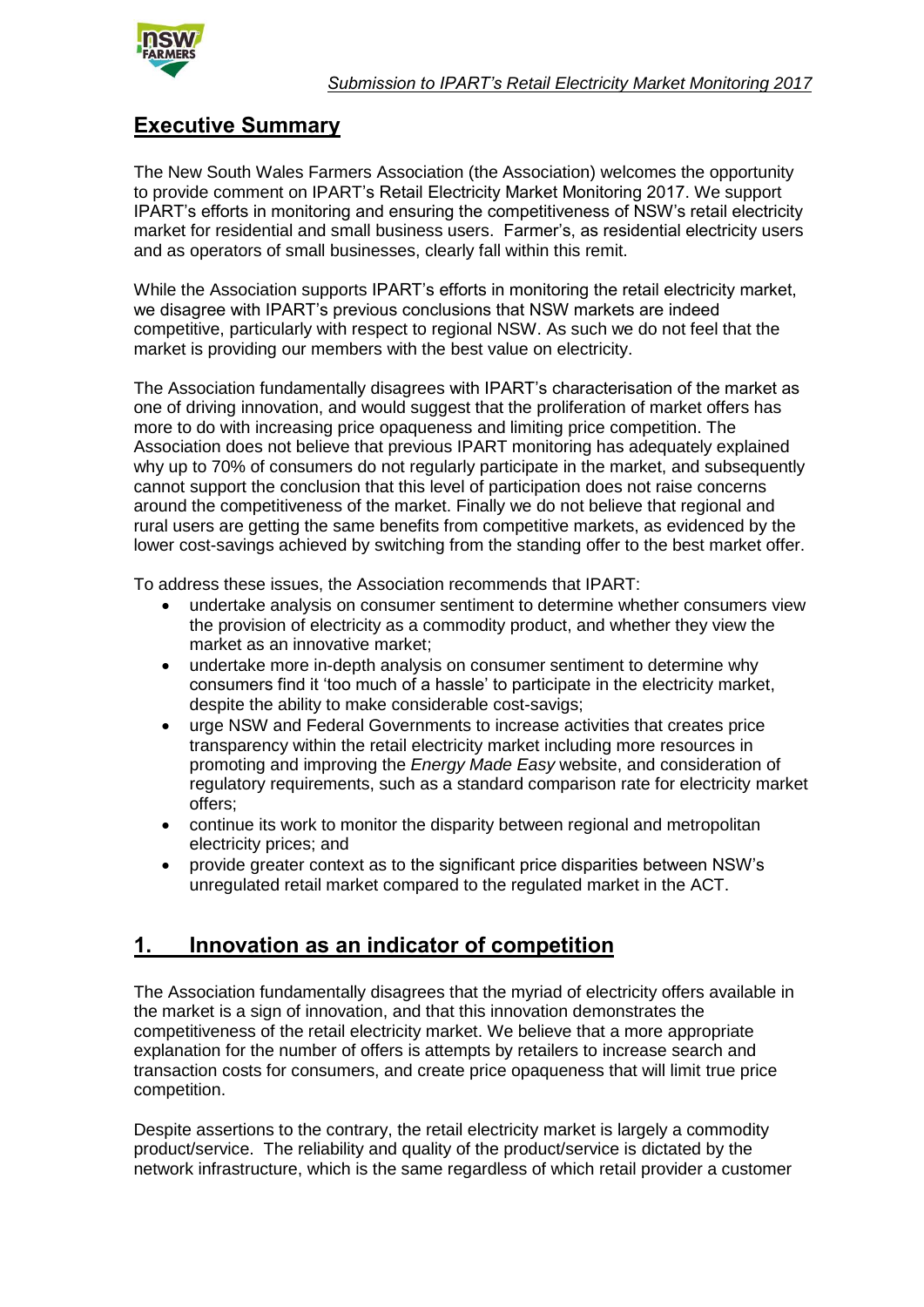## Executive Summary

The New South Wales Farmers Association (the Association) welcomes the opportunity to provide comment on IPART's Retail Electricity Market Monitoring 2017. We support IPART's efforts in monitoring and ensuring the competitiveness of NSW's retail electricity market for residential and small business users. Farmer's, as residential electricity users and as operators of small businesses, clearly fall within this remit.

While the Association supports IPART's efforts in monitoring the retail electricity market, we disagree with IPART's previous conclusions that NSW markets are indeed competitive, particularly with respect to regional NSW. As such we do not feel that the market is providing our members with the best value on electricity.

The Association fundamentally disagrees with IPART's characterisation of the market as one of driving innovation, and would suggest that the proliferation of market offers has more to do with increasing price opaqueness and limiting price competition. The Association does not believe that previous IPART monitoring has adequately explained why up to 70% of consumers do not regularly participate in the market, and subsequently cannot support the conclusion that this level of participation does not raise concerns around the competitiveness of the market. Finally we do not believe that regional and rural users are getting the same benefits from competitive markets, as evidenced by the lower cost-savings achieved by switching from the standing offer to the best market offer.

To address these issues, the Association recommends that IPART:

- undertake analysis on consumer sentiment to determine whether consumers view the provision of electricity as a commodity product, and whether they view the market as an innovative market;
- undertake more in-depth analysis on consumer sentiment to determine why consumers find it 'too much of a hassle' to participate in the electricity market, despite the ability to make considerable cost-savigs;
- urge NSW and Federal Governments to increase activities that creates price transparency within the retail electricity market including more resources in promoting and improving the *Energy Made Easy* website, and consideration of regulatory requirements, such as a standard comparison rate for electricity market offers;
- continue its work to monitor the disparity between regional and metropolitan electricity prices; and
- provide greater context as to the significant price disparities between NSW's unregulated retail market compared to the regulated market in the ACT.

## 1. Innovation as an indicator of competition

The Association fundamentally disagrees that the myriad of electricity offers available in the market is a sign of innovation, and that this innovation demonstrates the competitiveness of the retail electricity market. We believe that a more appropriate explanation for the number of offers is attempts by retailers to increase search and transaction costs for consumers, and create price opaqueness that will limit true price competition.

Despite assertions to the contrary, the retail electricity market is largely a commodity product/service. The reliability and quality of the product/service is dictated by the network infrastructure, which is the same regardless of which retail provider a customer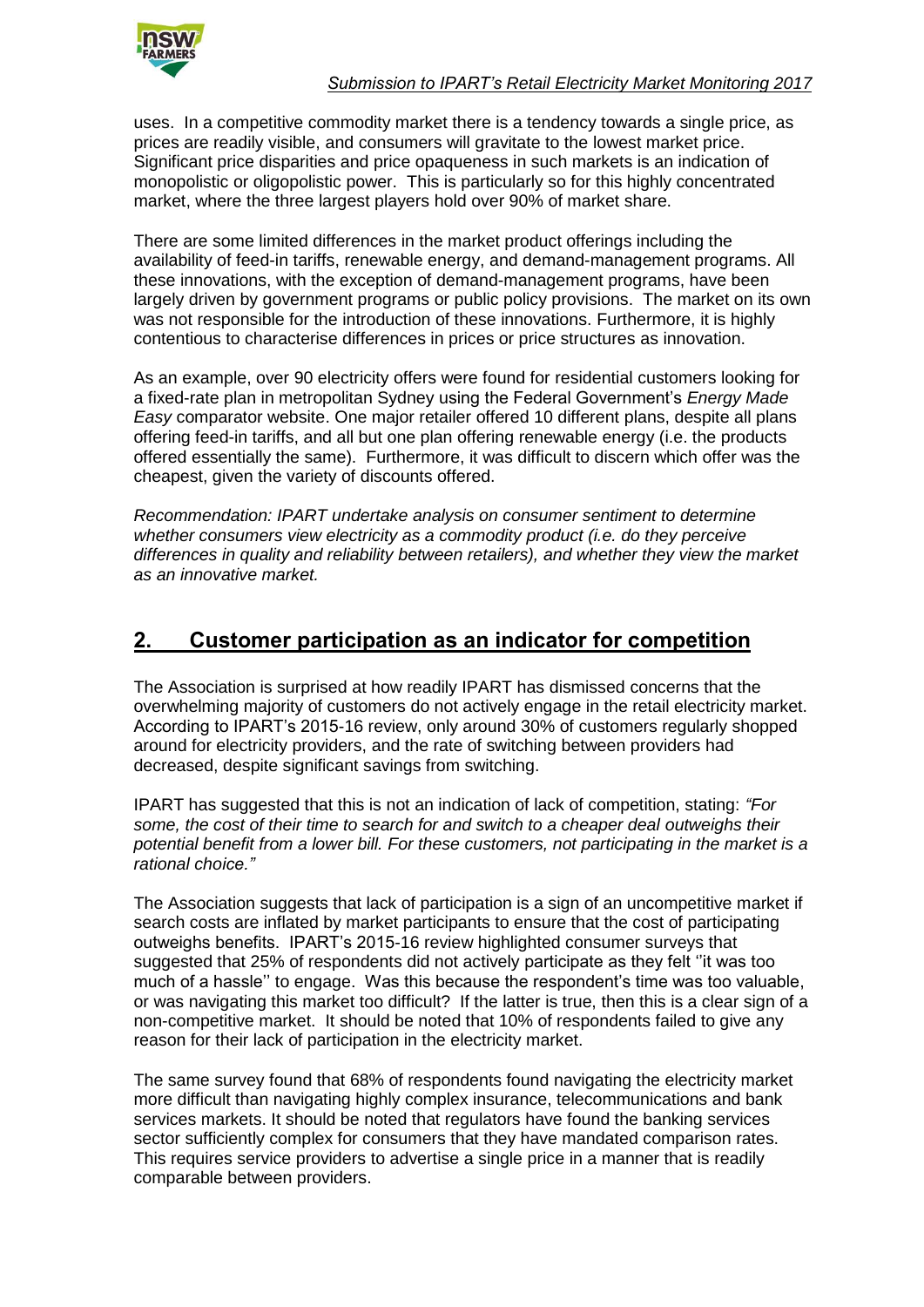uses. In a competitive commodity market there is a tendency towards a single price, as prices are readily visible, and consumers will gravitate to the lowest market price. Significant price disparities and price opaqueness in such markets is an indication of monopolistic or oligopolistic power. This is particularly so for this highly concentrated market, where the three largest players hold over 90% of market share.

There are some limited differences in the market product offerings including the availability of feed-in tariffs, renewable energy, and demand-management programs. All these innovations, with the exception of demand-management programs, have been largely driven by government programs or public policy provisions. The market on its own was not responsible for the introduction of these innovations. Furthermore, it is highly contentious to characterise differences in prices or price structures as innovation.

As an example, over 90 electricity offers were found for residential customers looking for a fixed-rate plan in metropolitan Sydney using the Federal Government's *Energy Made Easy* comparator website. One major retailer offered 10 different plans, despite all plans offering feed-in tariffs, and all but one plan offering renewable energy (i.e. the products offered essentially the same). Furthermore, it was difficult to discern which offer was the cheapest, given the variety of discounts offered.

*Recommendation: IPART undertake analysis on consumer sentiment to determine whether consumers view electricity as a commodity product (i.e. do they perceive differences in quality and reliability between retailers), and whether they view the market as an innovative market.*

## 2. Customer participation as an indicator for competition

The Association is surprised at how readily IPART has dismissed concerns that the overwhelming majority of customers do not actively engage in the retail electricity market. According to IPART's 2015-16 review, only around 30% of customers regularly shopped around for electricity providers, and the rate of switching between providers had decreased, despite significant savings from switching.

IPART has suggested that this is not an indication of lack of competition, stating: *"For some, the cost of their time to search for and switch to a cheaper deal outweighs their potential benefit from a lower bill. For these customers, not participating in the market is a rational choice."*

The Association suggests that lack of participation is a sign of an uncompetitive market if search costs are inflated by market participants to ensure that the cost of participating outweighs benefits. IPART's 2015-16 review highlighted consumer surveys that suggested that 25% of respondents did not actively participate as they felt ''it was too much of a hassle'' to engage. Was this because the respondent's time was too valuable, or was navigating this market too difficult? If the latter is true, then this is a clear sign of a non-competitive market. It should be noted that 10% of respondents failed to give any reason for their lack of participation in the electricity market.

The same survey found that 68% of respondents found navigating the electricity market more difficult than navigating highly complex insurance, telecommunications and bank services markets. It should be noted that regulators have found the banking services sector sufficiently complex for consumers that they have mandated comparison rates. This requires service providers to advertise a single price in a manner that is readily comparable between providers.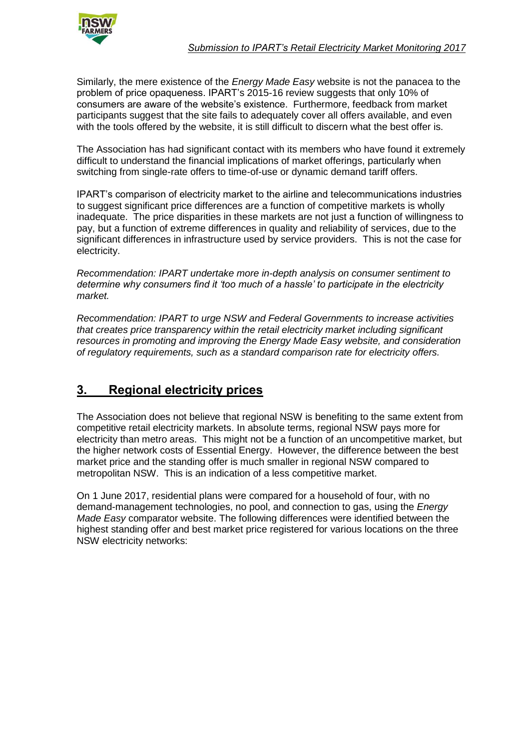Similarly, the mere existence of the *Energy Made Easy* website is not the panacea to the problem of price opaqueness. IPART's 2015-16 review suggests that only 10% of consumers are aware of the website's existence. Furthermore, feedback from market participants suggest that the site fails to adequately cover all offers available, and even with the tools offered by the website, it is still difficult to discern what the best offer is.

The Association has had significant contact with its members who have found it extremely difficult to understand the financial implications of market offerings, particularly when switching from single-rate offers to time-of-use or dynamic demand tariff offers.

IPART's comparison of electricity market to the airline and telecommunications industries to suggest significant price differences are a function of competitive markets is wholly inadequate. The price disparities in these markets are not just a function of willingness to pay, but a function of extreme differences in quality and reliability of services, due to the significant differences in infrastructure used by service providers. This is not the case for electricity.

*Recommendation: IPART undertake more in-depth analysis on consumer sentiment to determine why consumers find it 'too much of a hassle' to participate in the electricity market.*

*Recommendation: IPART to urge NSW and Federal Governments to increase activities that creates price transparency within the retail electricity market including significant resources in promoting and improving the Energy Made Easy website, and consideration of regulatory requirements, such as a standard comparison rate for electricity offers.*

## 3. Regional electricity prices

The Association does not believe that regional NSW is benefiting to the same extent from competitive retail electricity markets. In absolute terms, regional NSW pays more for electricity than metro areas. This might not be a function of an uncompetitive market, but the higher network costs of Essential Energy. However, the difference between the best market price and the standing offer is much smaller in regional NSW compared to metropolitan NSW. This is an indication of a less competitive market.

On 1 June 2017, residential plans were compared for a household of four, with no demand-management technologies, no pool, and connection to gas, using the *Energy Made Easy* comparator website. The following differences were identified between the highest standing offer and best market price registered for various locations on the three NSW electricity networks: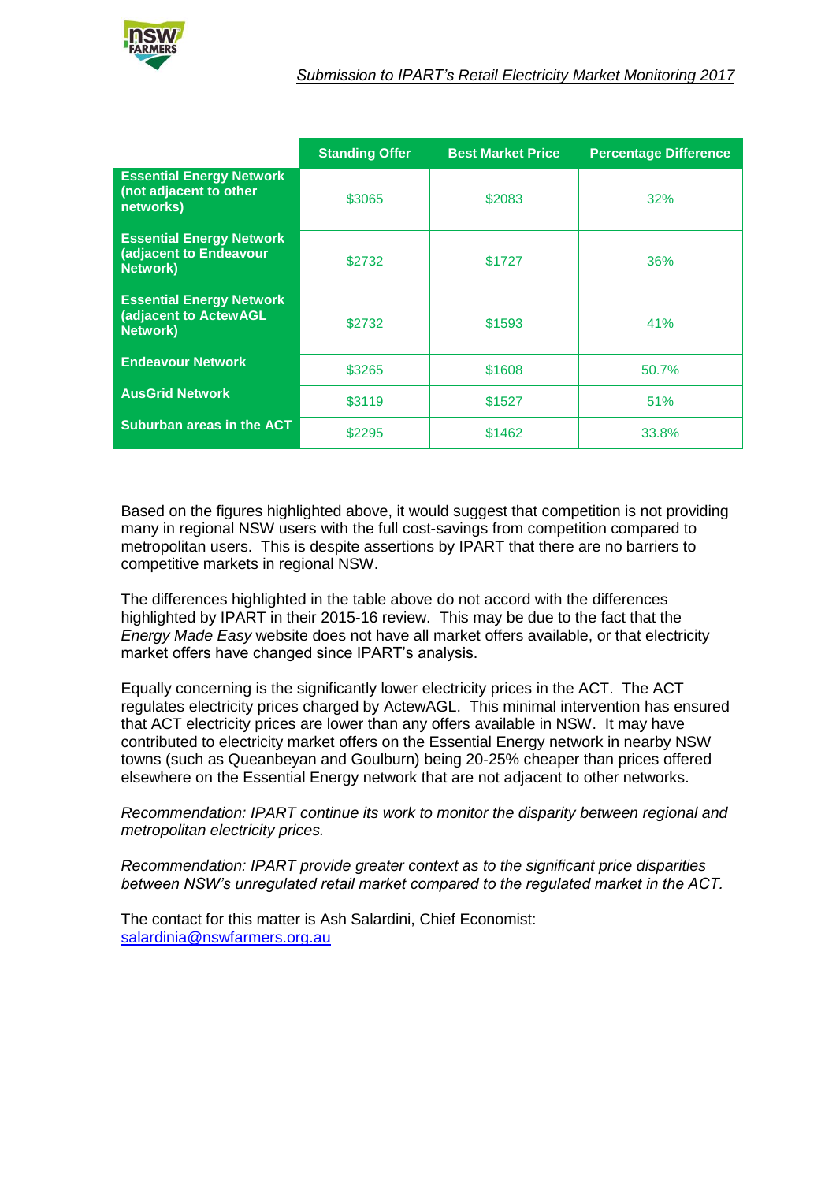| | Standing Offer | Best Market Price | Percentage Difference |
|---|---|---|---|
| **Essential Energy Network (not adjacent to other networks)** | $3065 | $2083 | 32% |
| **Essential Energy Network (adjacent to Endeavour Network)** | $2732 | $1727 | 36% |
| **Essential Energy Network (adjacent to ActewAGL Network)** | $2732 | $1593 | 41% |
| **Endeavour Network** | $3265 | $1608 | 50.7% |
| **AusGrid Network** | $3119 | $1527 | 51% |
| **Suburban areas in the ACT** | $2295 | $1462 | 33.8% |

Based on the figures highlighted above, it would suggest that competition is not providing many in regional NSW users with the full cost-savings from competition compared to metropolitan users. This is despite assertions by IPART that there are no barriers to competitive markets in regional NSW.

The differences highlighted in the table above do not accord with the differences highlighted by IPART in their 2015-16 review. This may be due to the fact that the *Energy Made Easy* website does not have all market offers available, or that electricity market offers have changed since IPART's analysis.

Equally concerning is the significantly lower electricity prices in the ACT. The ACT regulates electricity prices charged by ActewAGL. This minimal intervention has ensured that ACT electricity prices are lower than any offers available in NSW. It may have contributed to electricity market offers on the Essential Energy network in nearby NSW towns (such as Queanbeyan and Goulburn) being 20-25% cheaper than prices offered elsewhere on the Essential Energy network that are not adjacent to other networks.

*Recommendation: IPART continue its work to monitor the disparity between regional and metropolitan electricity prices.*

*Recommendation: IPART provide greater context as to the significant price disparities between NSW's unregulated retail market compared to the regulated market in the ACT.*

The contact for this matter is Ash Salardini, Chief Economist: salardinia@nswfarmers.org.au